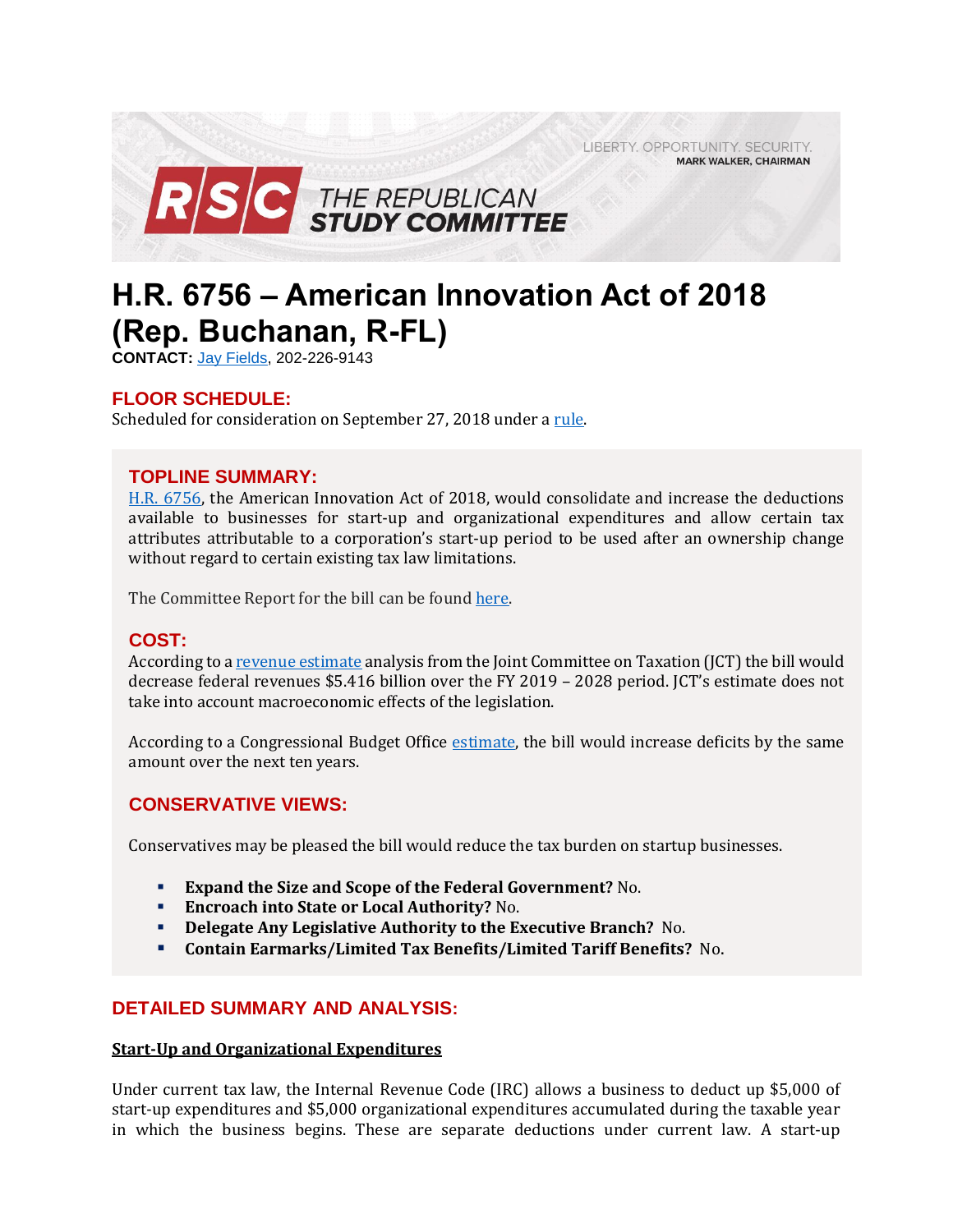LIBERTY. OPPORTUNITY. SECURITY.
MARK WALKER, CHAIRMAN

RSC THE REPUBLICAN STUDY COMMITTEE

# H.R. 6756 – American Innovation Act of 2018 (Rep. Buchanan, R-FL)

**CONTACT:** Jay Fields, 202-226-9143

## FLOOR SCHEDULE:

Scheduled for consideration on September 27, 2018 under a rule.

## TOPLINE SUMMARY:

H.R. 6756, the American Innovation Act of 2018, would consolidate and increase the deductions available to businesses for start-up and organizational expenditures and allow certain tax attributes attributable to a corporation's start-up period to be used after an ownership change without regard to certain existing tax law limitations.

The Committee Report for the bill can be found here.

## COST:

According to a revenue estimate analysis from the Joint Committee on Taxation (JCT) the bill would decrease federal revenues $5.416 billion over the FY 2019 – 2028 period. JCT's estimate does not take into account macroeconomic effects of the legislation.

According to a Congressional Budget Office estimate, the bill would increase deficits by the same amount over the next ten years.

## CONSERVATIVE VIEWS:

Conservatives may be pleased the bill would reduce the tax burden on startup businesses.

- **Expand the Size and Scope of the Federal Government?** No.
- **Encroach into State or Local Authority?** No.
- **Delegate Any Legislative Authority to the Executive Branch?** No.
- **Contain Earmarks/Limited Tax Benefits/Limited Tariff Benefits?** No.

## DETAILED SUMMARY AND ANALYSIS:

### Start-Up and Organizational Expenditures

Under current tax law, the Internal Revenue Code (IRC) allows a business to deduct up $5,000 of start-up expenditures and $5,000 organizational expenditures accumulated during the taxable year in which the business begins. These are separate deductions under current law. A start-up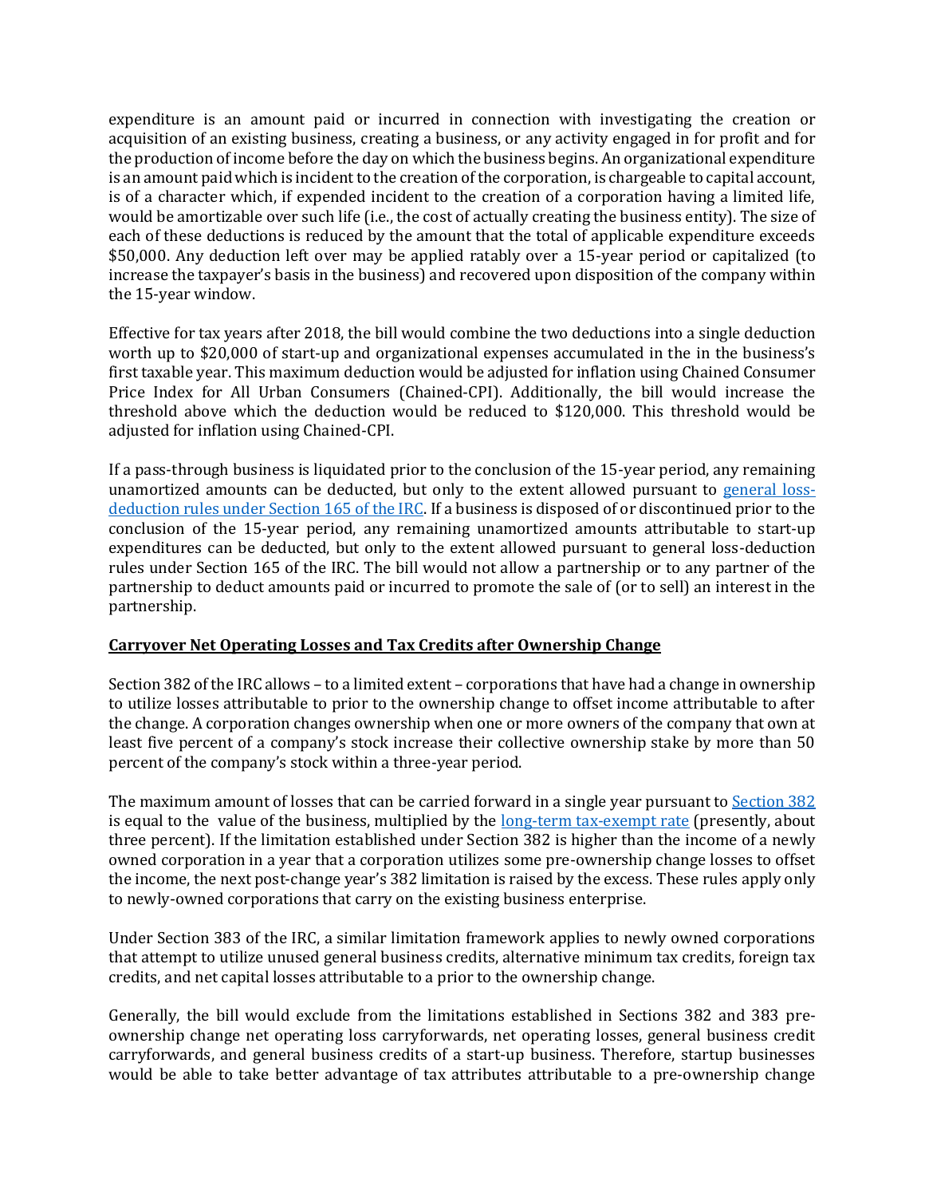expenditure is an amount paid or incurred in connection with investigating the creation or acquisition of an existing business, creating a business, or any activity engaged in for profit and for the production of income before the day on which the business begins. An organizational expenditure is an amount paid which is incident to the creation of the corporation, is chargeable to capital account, is of a character which, if expended incident to the creation of a corporation having a limited life, would be amortizable over such life (i.e., the cost of actually creating the business entity). The size of each of these deductions is reduced by the amount that the total of applicable expenditure exceeds $50,000. Any deduction left over may be applied ratably over a 15-year period or capitalized (to increase the taxpayer's basis in the business) and recovered upon disposition of the company within the 15-year window.

Effective for tax years after 2018, the bill would combine the two deductions into a single deduction worth up to $20,000 of start-up and organizational expenses accumulated in the in the business's first taxable year. This maximum deduction would be adjusted for inflation using Chained Consumer Price Index for All Urban Consumers (Chained-CPI). Additionally, the bill would increase the threshold above which the deduction would be reduced to $120,000. This threshold would be adjusted for inflation using Chained-CPI.

If a pass-through business is liquidated prior to the conclusion of the 15-year period, any remaining unamortized amounts can be deducted, but only to the extent allowed pursuant to [general loss-deduction rules under Section 165 of the IRC](). If a business is disposed of or discontinued prior to the conclusion of the 15-year period, any remaining unamortized amounts attributable to start-up expenditures can be deducted, but only to the extent allowed pursuant to general loss-deduction rules under Section 165 of the IRC. The bill would not allow a partnership or to any partner of the partnership to deduct amounts paid or incurred to promote the sale of (or to sell) an interest in the partnership.

## Carryover Net Operating Losses and Tax Credits after Ownership Change

Section 382 of the IRC allows – to a limited extent – corporations that have had a change in ownership to utilize losses attributable to prior to the ownership change to offset income attributable to after the change. A corporation changes ownership when one or more owners of the company that own at least five percent of a company's stock increase their collective ownership stake by more than 50 percent of the company's stock within a three-year period.

The maximum amount of losses that can be carried forward in a single year pursuant to [Section 382]() is equal to the value of the business, multiplied by the [long-term tax-exempt rate]() (presently, about three percent). If the limitation established under Section 382 is higher than the income of a newly owned corporation in a year that a corporation utilizes some pre-ownership change losses to offset the income, the next post-change year's 382 limitation is raised by the excess. These rules apply only to newly-owned corporations that carry on the existing business enterprise.

Under Section 383 of the IRC, a similar limitation framework applies to newly owned corporations that attempt to utilize unused general business credits, alternative minimum tax credits, foreign tax credits, and net capital losses attributable to a prior to the ownership change.

Generally, the bill would exclude from the limitations established in Sections 382 and 383 pre-ownership change net operating loss carryforwards, net operating losses, general business credit carryforwards, and general business credits of a start-up business. Therefore, startup businesses would be able to take better advantage of tax attributes attributable to a pre-ownership change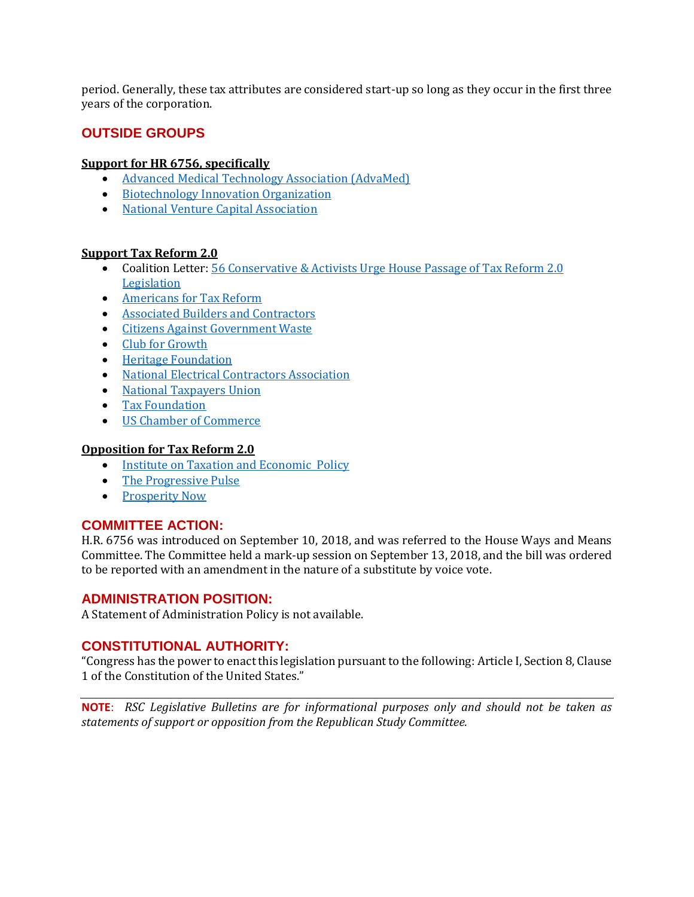period. Generally, these tax attributes are considered start-up so long as they occur in the first three years of the corporation.

## OUTSIDE GROUPS

**Support for HR 6756, specifically**

- Advanced Medical Technology Association (AdvaMed)
- Biotechnology Innovation Organization
- National Venture Capital Association

**Support Tax Reform 2.0**

- Coalition Letter: 56 Conservative & Activists Urge House Passage of Tax Reform 2.0 Legislation
- Americans for Tax Reform
- Associated Builders and Contractors
- Citizens Against Government Waste
- Club for Growth
- Heritage Foundation
- National Electrical Contractors Association
- National Taxpayers Union
- Tax Foundation
- US Chamber of Commerce

**Opposition for Tax Reform 2.0**

- Institute on Taxation and Economic Policy
- The Progressive Pulse
- Prosperity Now

## COMMITTEE ACTION:

H.R. 6756 was introduced on September 10, 2018, and was referred to the House Ways and Means Committee. The Committee held a mark-up session on September 13, 2018, and the bill was ordered to be reported with an amendment in the nature of a substitute by voice vote.

## ADMINISTRATION POSITION:

A Statement of Administration Policy is not available.

## CONSTITUTIONAL AUTHORITY:

"Congress has the power to enact this legislation pursuant to the following: Article I, Section 8, Clause 1 of the Constitution of the United States."

---

**NOTE**: *RSC Legislative Bulletins are for informational purposes only and should not be taken as statements of support or opposition from the Republican Study Committee.*